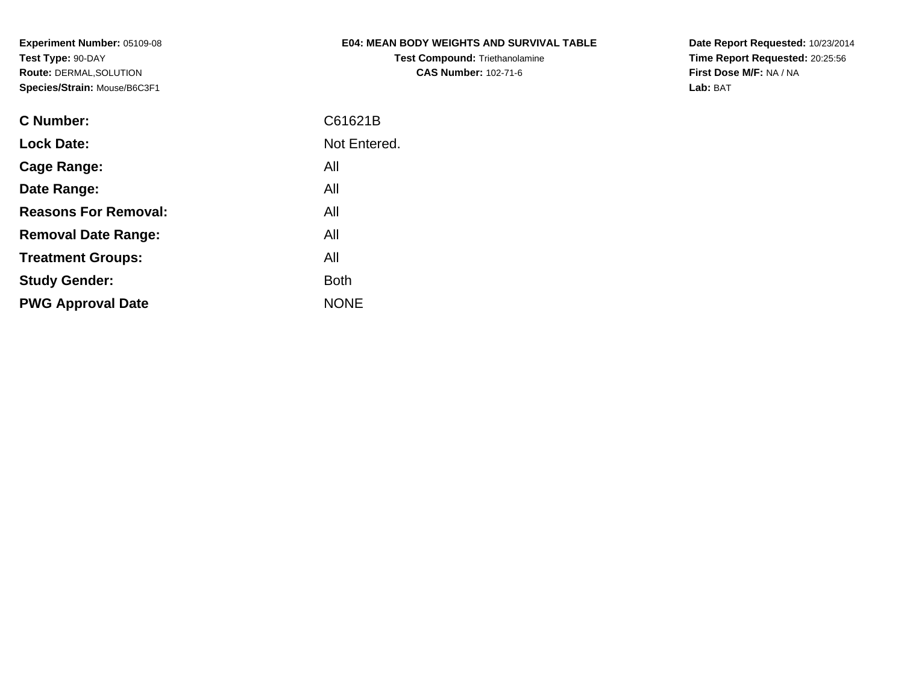**Experiment Number:** 05109-08
**Test Type:** 90-DAY
**Route:** DERMAL,SOLUTION
**Species/Strain:** Mouse/B6C3F1

**E04: MEAN BODY WEIGHTS AND SURVIVAL TABLE**
**Test Compound:** Triethanolamine
**CAS Number:** 102-71-6

**Date Report Requested:** 10/23/2014
**Time Report Requested:** 20:25:56
**First Dose M/F:** NA / NA
**Lab:** BAT

| | |
|---|---|
| **C Number:** | C61621B |
| **Lock Date:** | Not Entered. |
| **Cage Range:** | All |
| **Date Range:** | All |
| **Reasons For Removal:** | All |
| **Removal Date Range:** | All |
| **Treatment Groups:** | All |
| **Study Gender:** | Both |
| **PWG Approval Date** | NONE |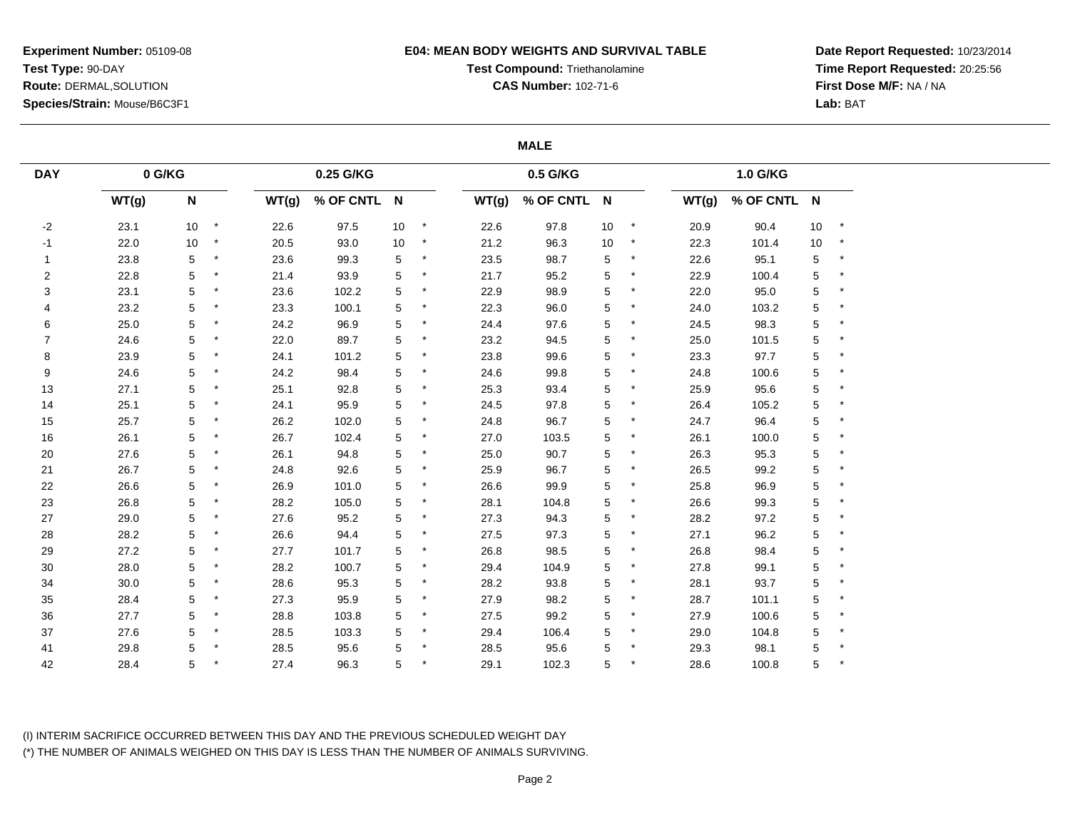**Experiment Number:** 05109-08
**Test Type:** 90-DAY
**Route:** DERMAL,SOLUTION
**Species/Strain:** Mouse/B6C3F1

**E04: MEAN BODY WEIGHTS AND SURVIVAL TABLE**
**Test Compound:** Triethanolamine
**CAS Number:** 102-71-6

**Date Report Requested:** 10/23/2014
**Time Report Requested:** 20:25:56
**First Dose M/F:** NA / NA
**Lab:** BAT

**MALE**

| DAY | 0 G/KG | | | 0.25 G/KG | | | | 0.5 G/KG | | | | 1.0 G/KG | | | |
|---|---|---|---|---|---|---|---|---|---|---|---|---|---|---|---|
| | WT(g) | N | | WT(g) | % OF CNTL | N | | WT(g) | % OF CNTL | N | | WT(g) | % OF CNTL | N | |
| -2 | 23.1 | 10 | * | 22.6 | 97.5 | 10 | * | 22.6 | 97.8 | 10 | * | 20.9 | 90.4 | 10 | * |
| -1 | 22.0 | 10 | * | 20.5 | 93.0 | 10 | * | 21.2 | 96.3 | 10 | * | 22.3 | 101.4 | 10 | * |
| 1 | 23.8 | 5 | * | 23.6 | 99.3 | 5 | * | 23.5 | 98.7 | 5 | * | 22.6 | 95.1 | 5 | * |
| 2 | 22.8 | 5 | * | 21.4 | 93.9 | 5 | * | 21.7 | 95.2 | 5 | * | 22.9 | 100.4 | 5 | * |
| 3 | 23.1 | 5 | * | 23.6 | 102.2 | 5 | * | 22.9 | 98.9 | 5 | * | 22.0 | 95.0 | 5 | * |
| 4 | 23.2 | 5 | * | 23.3 | 100.1 | 5 | * | 22.3 | 96.0 | 5 | * | 24.0 | 103.2 | 5 | * |
| 6 | 25.0 | 5 | * | 24.2 | 96.9 | 5 | * | 24.4 | 97.6 | 5 | * | 24.5 | 98.3 | 5 | * |
| 7 | 24.6 | 5 | * | 22.0 | 89.7 | 5 | * | 23.2 | 94.5 | 5 | * | 25.0 | 101.5 | 5 | * |
| 8 | 23.9 | 5 | * | 24.1 | 101.2 | 5 | * | 23.8 | 99.6 | 5 | * | 23.3 | 97.7 | 5 | * |
| 9 | 24.6 | 5 | * | 24.2 | 98.4 | 5 | * | 24.6 | 99.8 | 5 | * | 24.8 | 100.6 | 5 | * |
| 13 | 27.1 | 5 | * | 25.1 | 92.8 | 5 | * | 25.3 | 93.4 | 5 | * | 25.9 | 95.6 | 5 | * |
| 14 | 25.1 | 5 | * | 24.1 | 95.9 | 5 | * | 24.5 | 97.8 | 5 | * | 26.4 | 105.2 | 5 | * |
| 15 | 25.7 | 5 | * | 26.2 | 102.0 | 5 | * | 24.8 | 96.7 | 5 | * | 24.7 | 96.4 | 5 | * |
| 16 | 26.1 | 5 | * | 26.7 | 102.4 | 5 | * | 27.0 | 103.5 | 5 | * | 26.1 | 100.0 | 5 | * |
| 20 | 27.6 | 5 | * | 26.1 | 94.8 | 5 | * | 25.0 | 90.7 | 5 | * | 26.3 | 95.3 | 5 | * |
| 21 | 26.7 | 5 | * | 24.8 | 92.6 | 5 | * | 25.9 | 96.7 | 5 | * | 26.5 | 99.2 | 5 | * |
| 22 | 26.6 | 5 | * | 26.9 | 101.0 | 5 | * | 26.6 | 99.9 | 5 | * | 25.8 | 96.9 | 5 | * |
| 23 | 26.8 | 5 | * | 28.2 | 105.0 | 5 | * | 28.1 | 104.8 | 5 | * | 26.6 | 99.3 | 5 | * |
| 27 | 29.0 | 5 | * | 27.6 | 95.2 | 5 | * | 27.3 | 94.3 | 5 | * | 28.2 | 97.2 | 5 | * |
| 28 | 28.2 | 5 | * | 26.6 | 94.4 | 5 | * | 27.5 | 97.3 | 5 | * | 27.1 | 96.2 | 5 | * |
| 29 | 27.2 | 5 | * | 27.7 | 101.7 | 5 | * | 26.8 | 98.5 | 5 | * | 26.8 | 98.4 | 5 | * |
| 30 | 28.0 | 5 | * | 28.2 | 100.7 | 5 | * | 29.4 | 104.9 | 5 | * | 27.8 | 99.1 | 5 | * |
| 34 | 30.0 | 5 | * | 28.6 | 95.3 | 5 | * | 28.2 | 93.8 | 5 | * | 28.1 | 93.7 | 5 | * |
| 35 | 28.4 | 5 | * | 27.3 | 95.9 | 5 | * | 27.9 | 98.2 | 5 | * | 28.7 | 101.1 | 5 | * |
| 36 | 27.7 | 5 | * | 28.8 | 103.8 | 5 | * | 27.5 | 99.2 | 5 | * | 27.9 | 100.6 | 5 | * |
| 37 | 27.6 | 5 | * | 28.5 | 103.3 | 5 | * | 29.4 | 106.4 | 5 | * | 29.0 | 104.8 | 5 | * |
| 41 | 29.8 | 5 | * | 28.5 | 95.6 | 5 | * | 28.5 | 95.6 | 5 | * | 29.3 | 98.1 | 5 | * |
| 42 | 28.4 | 5 | * | 27.4 | 96.3 | 5 | * | 29.1 | 102.3 | 5 | * | 28.6 | 100.8 | 5 | * |

(I) INTERIM SACRIFICE OCCURRED BETWEEN THIS DAY AND THE PREVIOUS SCHEDULED WEIGHT DAY
(*) THE NUMBER OF ANIMALS WEIGHED ON THIS DAY IS LESS THAN THE NUMBER OF ANIMALS SURVIVING.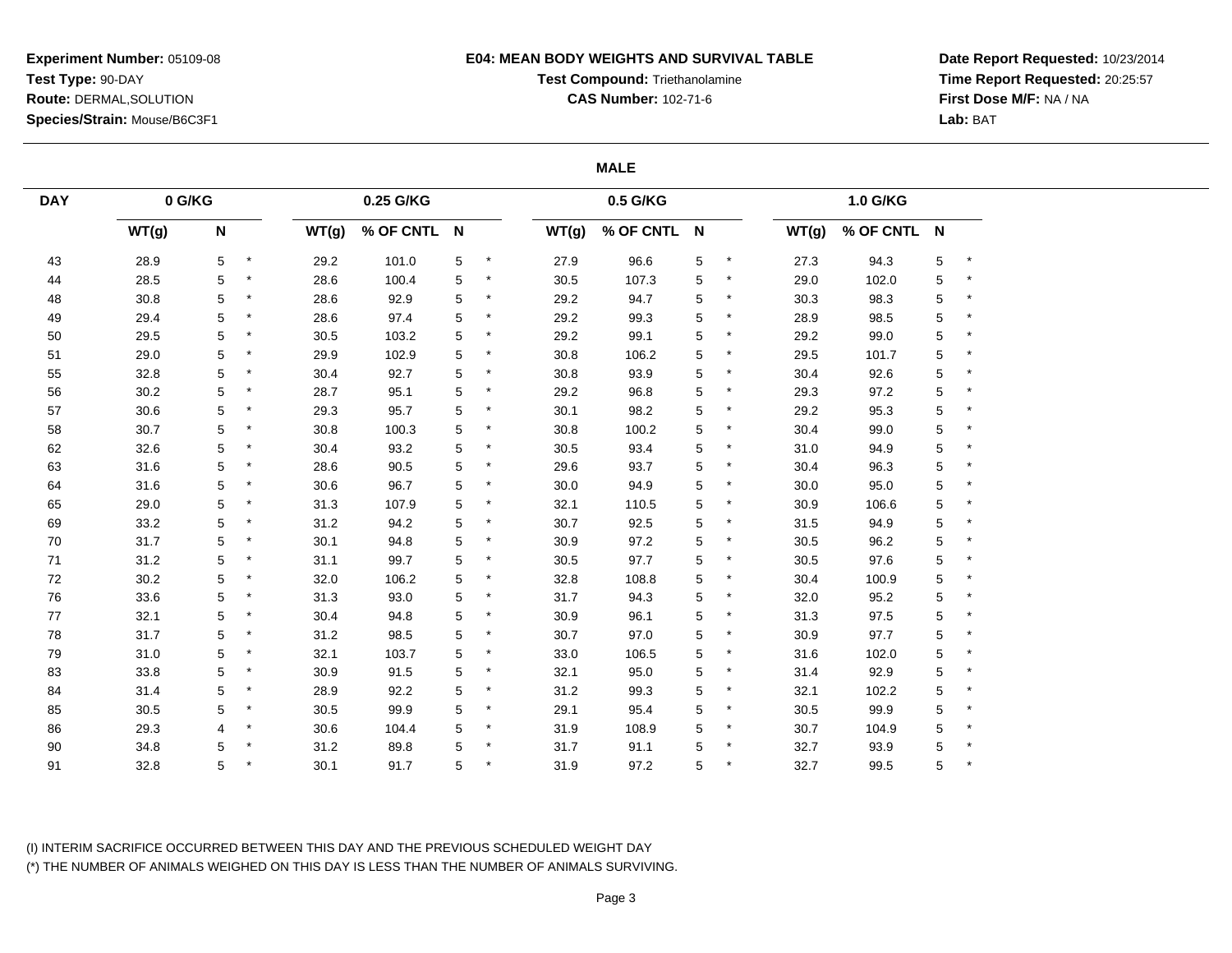**Experiment Number:** 05109-08
**Test Type:** 90-DAY
**Route:** DERMAL,SOLUTION
**Species/Strain:** Mouse/B6C3F1

**E04: MEAN BODY WEIGHTS AND SURVIVAL TABLE**
**Test Compound:** Triethanolamine
**CAS Number:** 102-71-6

**Date Report Requested:** 10/23/2014
**Time Report Requested:** 20:25:57
**First Dose M/F:** NA / NA
**Lab:** BAT

**MALE**

| DAY | 0 G/KG | | | 0.25 G/KG | | | | 0.5 G/KG | | | | 1.0 G/KG | | | |
|---|---|---|---|---|---|---|---|---|---|---|---|---|---|---|---|
| | WT(g) | N | | WT(g) | % OF CNTL | N | | WT(g) | % OF CNTL | N | | WT(g) | % OF CNTL | N | |
| 43 | 28.9 | 5 | * | 29.2 | 101.0 | 5 | * | 27.9 | 96.6 | 5 | * | 27.3 | 94.3 | 5 | * |
| 44 | 28.5 | 5 | * | 28.6 | 100.4 | 5 | * | 30.5 | 107.3 | 5 | * | 29.0 | 102.0 | 5 | * |
| 48 | 30.8 | 5 | * | 28.6 | 92.9 | 5 | * | 29.2 | 94.7 | 5 | * | 30.3 | 98.3 | 5 | * |
| 49 | 29.4 | 5 | * | 28.6 | 97.4 | 5 | * | 29.2 | 99.3 | 5 | * | 28.9 | 98.5 | 5 | * |
| 50 | 29.5 | 5 | * | 30.5 | 103.2 | 5 | * | 29.2 | 99.1 | 5 | * | 29.2 | 99.0 | 5 | * |
| 51 | 29.0 | 5 | * | 29.9 | 102.9 | 5 | * | 30.8 | 106.2 | 5 | * | 29.5 | 101.7 | 5 | * |
| 55 | 32.8 | 5 | * | 30.4 | 92.7 | 5 | * | 30.8 | 93.9 | 5 | * | 30.4 | 92.6 | 5 | * |
| 56 | 30.2 | 5 | * | 28.7 | 95.1 | 5 | * | 29.2 | 96.8 | 5 | * | 29.3 | 97.2 | 5 | * |
| 57 | 30.6 | 5 | * | 29.3 | 95.7 | 5 | * | 30.1 | 98.2 | 5 | * | 29.2 | 95.3 | 5 | * |
| 58 | 30.7 | 5 | * | 30.8 | 100.3 | 5 | * | 30.8 | 100.2 | 5 | * | 30.4 | 99.0 | 5 | * |
| 62 | 32.6 | 5 | * | 30.4 | 93.2 | 5 | * | 30.5 | 93.4 | 5 | * | 31.0 | 94.9 | 5 | * |
| 63 | 31.6 | 5 | * | 28.6 | 90.5 | 5 | * | 29.6 | 93.7 | 5 | * | 30.4 | 96.3 | 5 | * |
| 64 | 31.6 | 5 | * | 30.6 | 96.7 | 5 | * | 30.0 | 94.9 | 5 | * | 30.0 | 95.0 | 5 | * |
| 65 | 29.0 | 5 | * | 31.3 | 107.9 | 5 | * | 32.1 | 110.5 | 5 | * | 30.9 | 106.6 | 5 | * |
| 69 | 33.2 | 5 | * | 31.2 | 94.2 | 5 | * | 30.7 | 92.5 | 5 | * | 31.5 | 94.9 | 5 | * |
| 70 | 31.7 | 5 | * | 30.1 | 94.8 | 5 | * | 30.9 | 97.2 | 5 | * | 30.5 | 96.2 | 5 | * |
| 71 | 31.2 | 5 | * | 31.1 | 99.7 | 5 | * | 30.5 | 97.7 | 5 | * | 30.5 | 97.6 | 5 | * |
| 72 | 30.2 | 5 | * | 32.0 | 106.2 | 5 | * | 32.8 | 108.8 | 5 | * | 30.4 | 100.9 | 5 | * |
| 76 | 33.6 | 5 | * | 31.3 | 93.0 | 5 | * | 31.7 | 94.3 | 5 | * | 32.0 | 95.2 | 5 | * |
| 77 | 32.1 | 5 | * | 30.4 | 94.8 | 5 | * | 30.9 | 96.1 | 5 | * | 31.3 | 97.5 | 5 | * |
| 78 | 31.7 | 5 | * | 31.2 | 98.5 | 5 | * | 30.7 | 97.0 | 5 | * | 30.9 | 97.7 | 5 | * |
| 79 | 31.0 | 5 | * | 32.1 | 103.7 | 5 | * | 33.0 | 106.5 | 5 | * | 31.6 | 102.0 | 5 | * |
| 83 | 33.8 | 5 | * | 30.9 | 91.5 | 5 | * | 32.1 | 95.0 | 5 | * | 31.4 | 92.9 | 5 | * |
| 84 | 31.4 | 5 | * | 28.9 | 92.2 | 5 | * | 31.2 | 99.3 | 5 | * | 32.1 | 102.2 | 5 | * |
| 85 | 30.5 | 5 | * | 30.5 | 99.9 | 5 | * | 29.1 | 95.4 | 5 | * | 30.5 | 99.9 | 5 | * |
| 86 | 29.3 | 4 | * | 30.6 | 104.4 | 5 | * | 31.9 | 108.9 | 5 | * | 30.7 | 104.9 | 5 | * |
| 90 | 34.8 | 5 | * | 31.2 | 89.8 | 5 | * | 31.7 | 91.1 | 5 | * | 32.7 | 93.9 | 5 | * |
| 91 | 32.8 | 5 | * | 30.1 | 91.7 | 5 | * | 31.9 | 97.2 | 5 | * | 32.7 | 99.5 | 5 | * |

(I) INTERIM SACRIFICE OCCURRED BETWEEN THIS DAY AND THE PREVIOUS SCHEDULED WEIGHT DAY
(*) THE NUMBER OF ANIMALS WEIGHED ON THIS DAY IS LESS THAN THE NUMBER OF ANIMALS SURVIVING.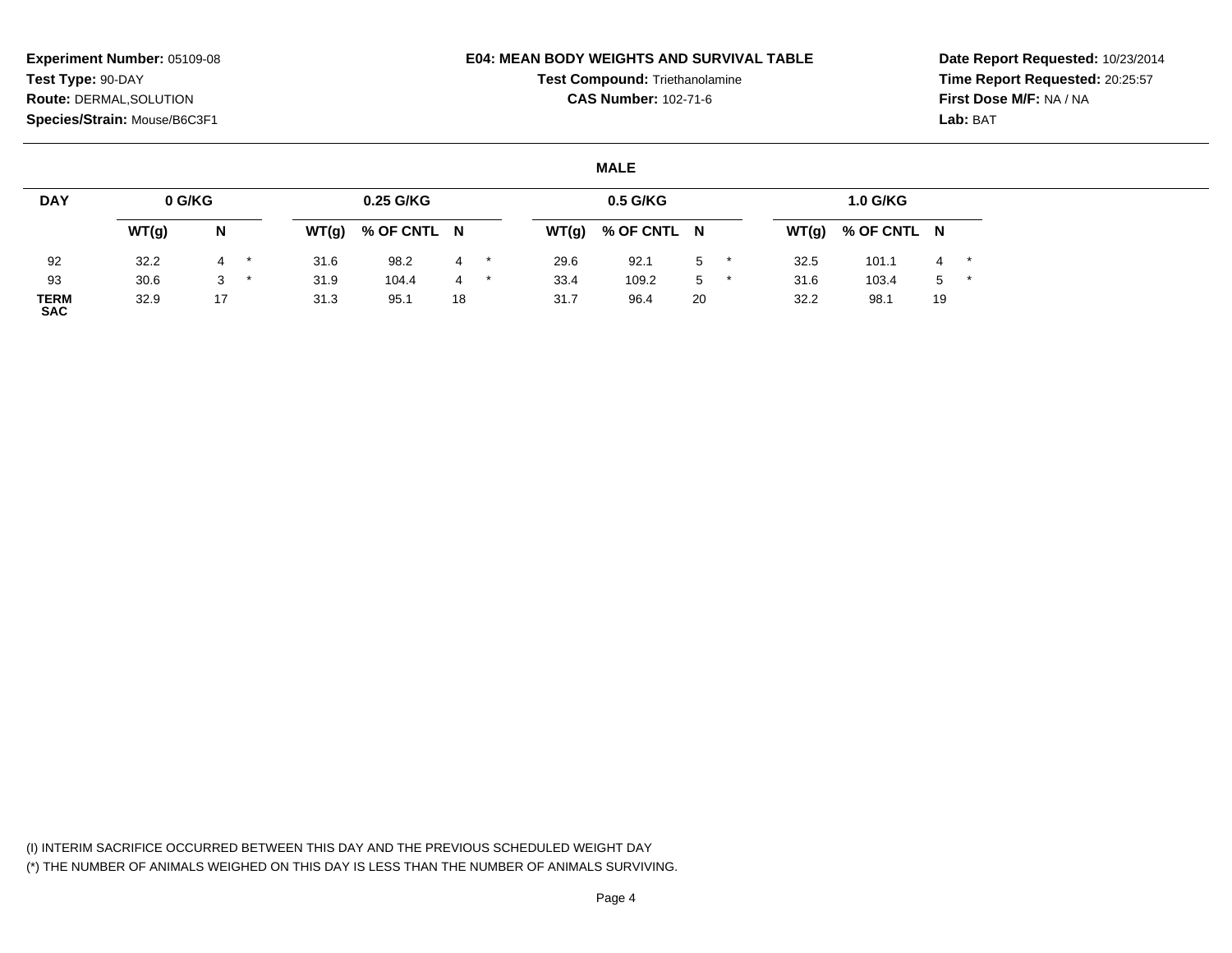**Experiment Number:** 05109-08
**Test Type:** 90-DAY
**Route:** DERMAL,SOLUTION
**Species/Strain:** Mouse/B6C3F1

**E04: MEAN BODY WEIGHTS AND SURVIVAL TABLE**
**Test Compound:** Triethanolamine
**CAS Number:** 102-71-6

**Date Report Requested:** 10/23/2014
**Time Report Requested:** 20:25:57
**First Dose M/F:** NA / NA
**Lab:** BAT

**MALE**

| DAY | 0 G/KG | | 0.25 G/KG | | | 0.5 G/KG | | | 1.0 G/KG | | |
|---|---|---|---|---|---|---|---|---|---|---|---|
| | WT(g) | N | WT(g) | % OF CNTL | N | WT(g) | % OF CNTL | N | WT(g) | % OF CNTL | N |
| 92 | 32.2 | 4 * | 31.6 | 98.2 | 4 * | 29.6 | 92.1 | 5 * | 32.5 | 101.1 | 4 * |
| 93 | 30.6 | 3 * | 31.9 | 104.4 | 4 * | 33.4 | 109.2 | 5 * | 31.6 | 103.4 | 5 * |
| TERM SAC | 32.9 | 17 | 31.3 | 95.1 | 18 | 31.7 | 96.4 | 20 | 32.2 | 98.1 | 19 |

(I) INTERIM SACRIFICE OCCURRED BETWEEN THIS DAY AND THE PREVIOUS SCHEDULED WEIGHT DAY
(*) THE NUMBER OF ANIMALS WEIGHED ON THIS DAY IS LESS THAN THE NUMBER OF ANIMALS SURVIVING.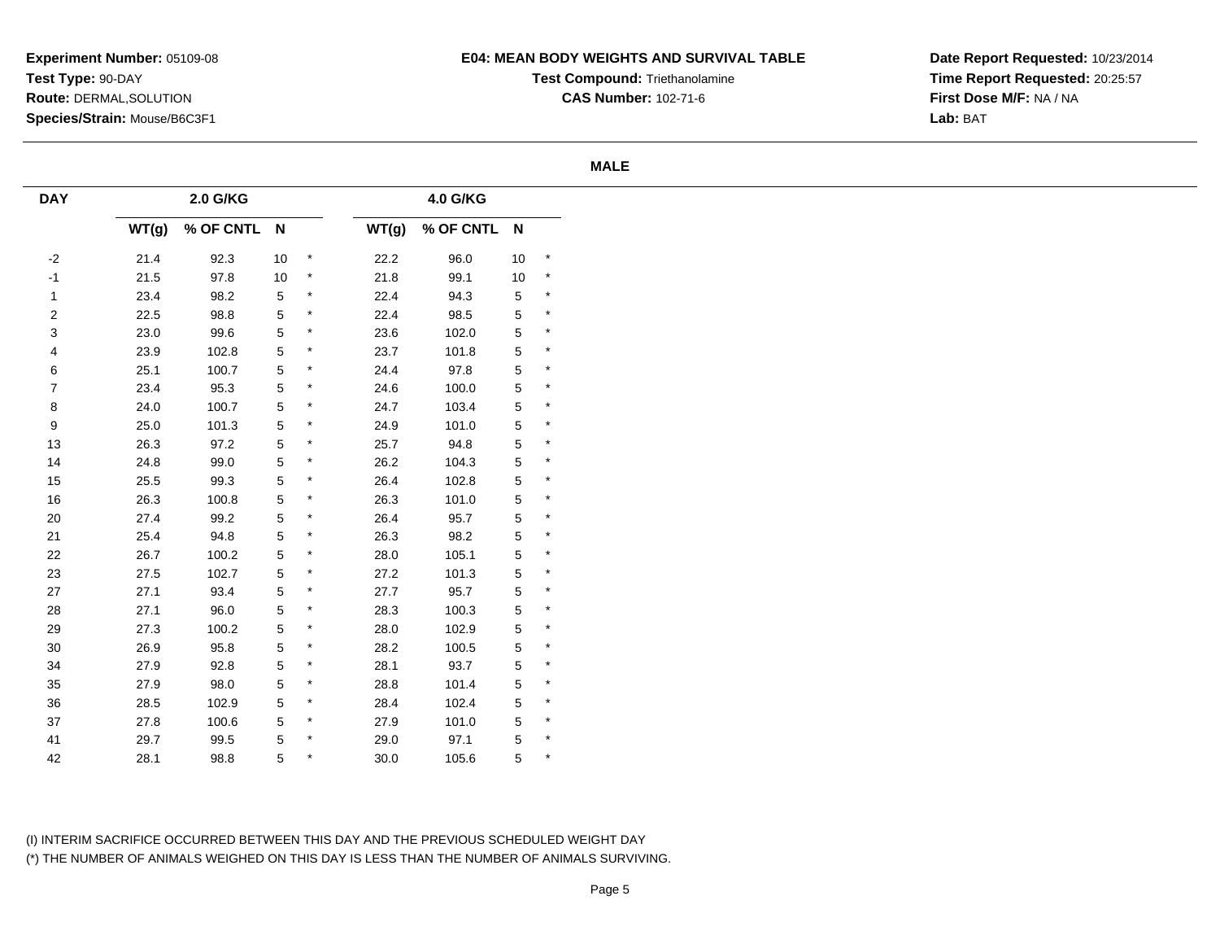**Experiment Number:** 05109-08
**Test Type:** 90-DAY
**Route:** DERMAL,SOLUTION
**Species/Strain:** Mouse/B6C3F1

**E04: MEAN BODY WEIGHTS AND SURVIVAL TABLE**
**Test Compound:** Triethanolamine
**CAS Number:** 102-71-6

**Date Report Requested:** 10/23/2014
**Time Report Requested:** 20:25:57
**First Dose M/F:** NA / NA
**Lab:** BAT

**MALE**

| DAY | 2.0 G/KG | | | | 4.0 G/KG | | | |
|---|---|---|---|---|---|---|---|---|
| | WT(g) | % OF CNTL | N | | WT(g) | % OF CNTL | N | |
| -2 | 21.4 | 92.3 | 10 | * | 22.2 | 96.0 | 10 | * |
| -1 | 21.5 | 97.8 | 10 | * | 21.8 | 99.1 | 10 | * |
| 1 | 23.4 | 98.2 | 5 | * | 22.4 | 94.3 | 5 | * |
| 2 | 22.5 | 98.8 | 5 | * | 22.4 | 98.5 | 5 | * |
| 3 | 23.0 | 99.6 | 5 | * | 23.6 | 102.0 | 5 | * |
| 4 | 23.9 | 102.8 | 5 | * | 23.7 | 101.8 | 5 | * |
| 6 | 25.1 | 100.7 | 5 | * | 24.4 | 97.8 | 5 | * |
| 7 | 23.4 | 95.3 | 5 | * | 24.6 | 100.0 | 5 | * |
| 8 | 24.0 | 100.7 | 5 | * | 24.7 | 103.4 | 5 | * |
| 9 | 25.0 | 101.3 | 5 | * | 24.9 | 101.0 | 5 | * |
| 13 | 26.3 | 97.2 | 5 | * | 25.7 | 94.8 | 5 | * |
| 14 | 24.8 | 99.0 | 5 | * | 26.2 | 104.3 | 5 | * |
| 15 | 25.5 | 99.3 | 5 | * | 26.4 | 102.8 | 5 | * |
| 16 | 26.3 | 100.8 | 5 | * | 26.3 | 101.0 | 5 | * |
| 20 | 27.4 | 99.2 | 5 | * | 26.4 | 95.7 | 5 | * |
| 21 | 25.4 | 94.8 | 5 | * | 26.3 | 98.2 | 5 | * |
| 22 | 26.7 | 100.2 | 5 | * | 28.0 | 105.1 | 5 | * |
| 23 | 27.5 | 102.7 | 5 | * | 27.2 | 101.3 | 5 | * |
| 27 | 27.1 | 93.4 | 5 | * | 27.7 | 95.7 | 5 | * |
| 28 | 27.1 | 96.0 | 5 | * | 28.3 | 100.3 | 5 | * |
| 29 | 27.3 | 100.2 | 5 | * | 28.0 | 102.9 | 5 | * |
| 30 | 26.9 | 95.8 | 5 | * | 28.2 | 100.5 | 5 | * |
| 34 | 27.9 | 92.8 | 5 | * | 28.1 | 93.7 | 5 | * |
| 35 | 27.9 | 98.0 | 5 | * | 28.8 | 101.4 | 5 | * |
| 36 | 28.5 | 102.9 | 5 | * | 28.4 | 102.4 | 5 | * |
| 37 | 27.8 | 100.6 | 5 | * | 27.9 | 101.0 | 5 | * |
| 41 | 29.7 | 99.5 | 5 | * | 29.0 | 97.1 | 5 | * |
| 42 | 28.1 | 98.8 | 5 | * | 30.0 | 105.6 | 5 | * |

(I) INTERIM SACRIFICE OCCURRED BETWEEN THIS DAY AND THE PREVIOUS SCHEDULED WEIGHT DAY
(*) THE NUMBER OF ANIMALS WEIGHED ON THIS DAY IS LESS THAN THE NUMBER OF ANIMALS SURVIVING.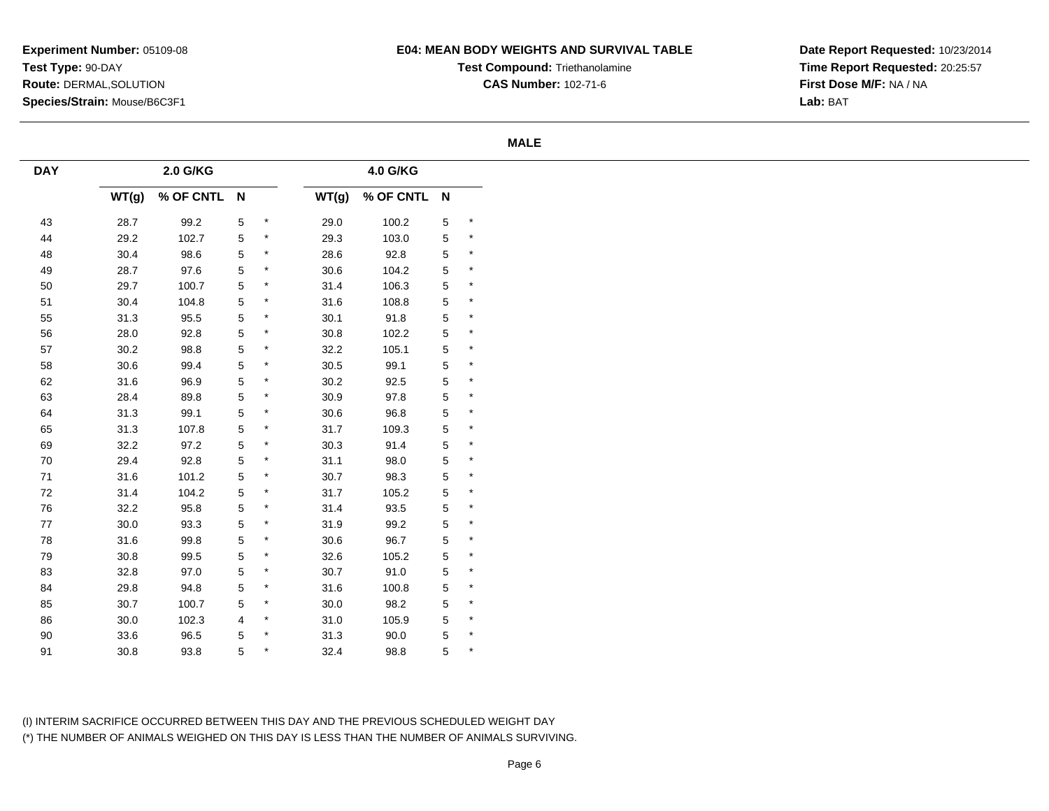**Experiment Number:** 05109-08
**Test Type:** 90-DAY
**Route:** DERMAL,SOLUTION
**Species/Strain:** Mouse/B6C3F1

**E04: MEAN BODY WEIGHTS AND SURVIVAL TABLE**
**Test Compound:** Triethanolamine
**CAS Number:** 102-71-6

**Date Report Requested:** 10/23/2014
**Time Report Requested:** 20:25:57
**First Dose M/F:** NA / NA
**Lab:** BAT

**MALE**

| DAY | 2.0 G/KG | | | | 4.0 G/KG | | | |
|---|---|---|---|---|---|---|---|---|
| | WT(g) | % OF CNTL | N | | WT(g) | % OF CNTL | N | |
| 43 | 28.7 | 99.2 | 5 | * | 29.0 | 100.2 | 5 | * |
| 44 | 29.2 | 102.7 | 5 | * | 29.3 | 103.0 | 5 | * |
| 48 | 30.4 | 98.6 | 5 | * | 28.6 | 92.8 | 5 | * |
| 49 | 28.7 | 97.6 | 5 | * | 30.6 | 104.2 | 5 | * |
| 50 | 29.7 | 100.7 | 5 | * | 31.4 | 106.3 | 5 | * |
| 51 | 30.4 | 104.8 | 5 | * | 31.6 | 108.8 | 5 | * |
| 55 | 31.3 | 95.5 | 5 | * | 30.1 | 91.8 | 5 | * |
| 56 | 28.0 | 92.8 | 5 | * | 30.8 | 102.2 | 5 | * |
| 57 | 30.2 | 98.8 | 5 | * | 32.2 | 105.1 | 5 | * |
| 58 | 30.6 | 99.4 | 5 | * | 30.5 | 99.1 | 5 | * |
| 62 | 31.6 | 96.9 | 5 | * | 30.2 | 92.5 | 5 | * |
| 63 | 28.4 | 89.8 | 5 | * | 30.9 | 97.8 | 5 | * |
| 64 | 31.3 | 99.1 | 5 | * | 30.6 | 96.8 | 5 | * |
| 65 | 31.3 | 107.8 | 5 | * | 31.7 | 109.3 | 5 | * |
| 69 | 32.2 | 97.2 | 5 | * | 30.3 | 91.4 | 5 | * |
| 70 | 29.4 | 92.8 | 5 | * | 31.1 | 98.0 | 5 | * |
| 71 | 31.6 | 101.2 | 5 | * | 30.7 | 98.3 | 5 | * |
| 72 | 31.4 | 104.2 | 5 | * | 31.7 | 105.2 | 5 | * |
| 76 | 32.2 | 95.8 | 5 | * | 31.4 | 93.5 | 5 | * |
| 77 | 30.0 | 93.3 | 5 | * | 31.9 | 99.2 | 5 | * |
| 78 | 31.6 | 99.8 | 5 | * | 30.6 | 96.7 | 5 | * |
| 79 | 30.8 | 99.5 | 5 | * | 32.6 | 105.2 | 5 | * |
| 83 | 32.8 | 97.0 | 5 | * | 30.7 | 91.0 | 5 | * |
| 84 | 29.8 | 94.8 | 5 | * | 31.6 | 100.8 | 5 | * |
| 85 | 30.7 | 100.7 | 5 | * | 30.0 | 98.2 | 5 | * |
| 86 | 30.0 | 102.3 | 4 | * | 31.0 | 105.9 | 5 | * |
| 90 | 33.6 | 96.5 | 5 | * | 31.3 | 90.0 | 5 | * |
| 91 | 30.8 | 93.8 | 5 | * | 32.4 | 98.8 | 5 | * |

(I) INTERIM SACRIFICE OCCURRED BETWEEN THIS DAY AND THE PREVIOUS SCHEDULED WEIGHT DAY
(*) THE NUMBER OF ANIMALS WEIGHED ON THIS DAY IS LESS THAN THE NUMBER OF ANIMALS SURVIVING.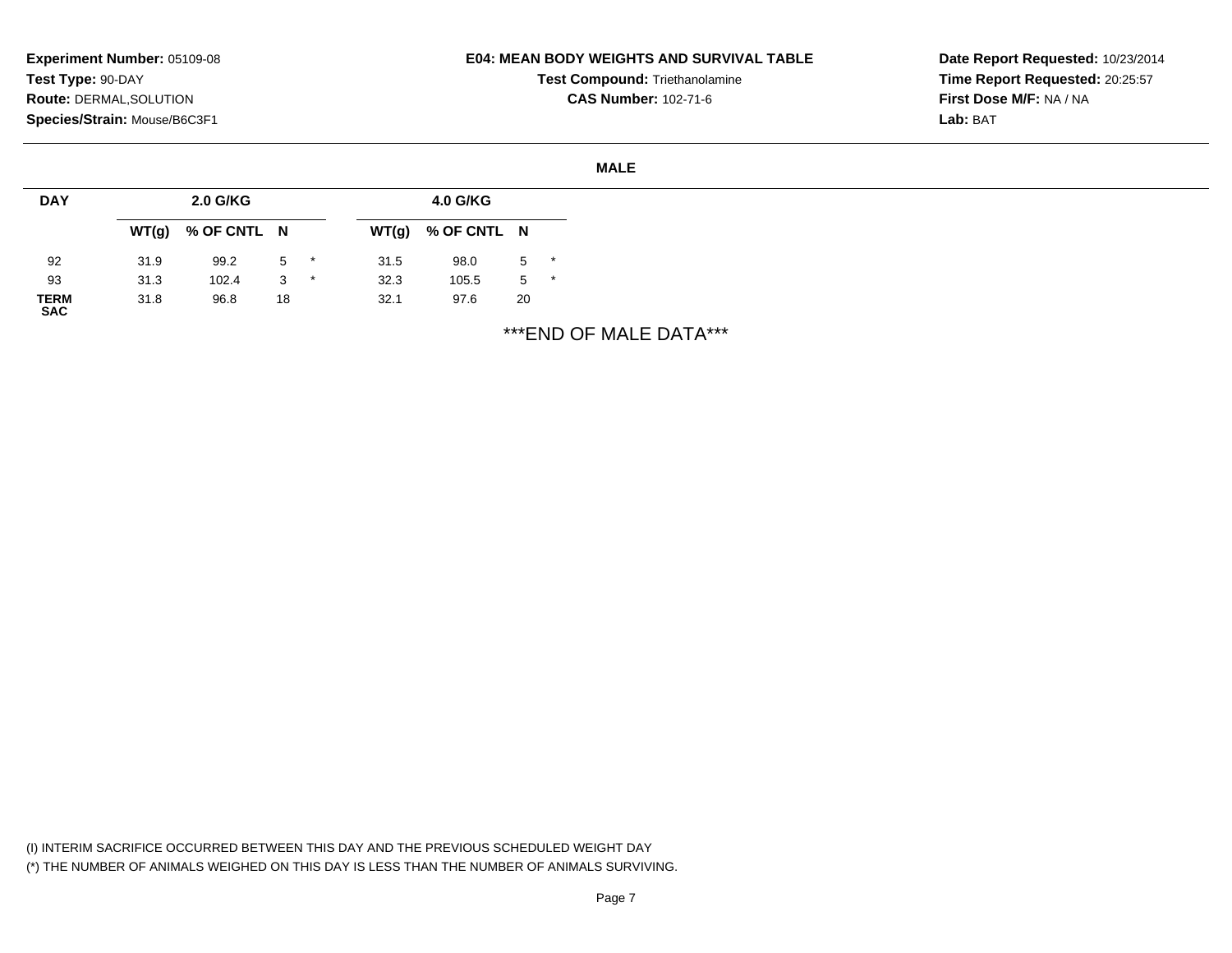**Experiment Number:** 05109-08
**Test Type:** 90-DAY
**Route:** DERMAL,SOLUTION
**Species/Strain:** Mouse/B6C3F1

**E04: MEAN BODY WEIGHTS AND SURVIVAL TABLE**
**Test Compound:** Triethanolamine
**CAS Number:** 102-71-6

**Date Report Requested:** 10/23/2014
**Time Report Requested:** 20:25:57
**First Dose M/F:** NA / NA
**Lab:** BAT

**MALE**

| DAY | 2.0 G/KG | | | | 4.0 G/KG | | | |
|---|---|---|---|---|---|---|---|---|
| | WT(g) | % OF CNTL | N | | WT(g) | % OF CNTL | N | |
| 92 | 31.9 | 99.2 | 5 | * | 31.5 | 98.0 | 5 | * |
| 93 | 31.3 | 102.4 | 3 | * | 32.3 | 105.5 | 5 | * |
| TERM SAC | 31.8 | 96.8 | 18 | | 32.1 | 97.6 | 20 | |

***END OF MALE DATA***

(I) INTERIM SACRIFICE OCCURRED BETWEEN THIS DAY AND THE PREVIOUS SCHEDULED WEIGHT DAY
(*) THE NUMBER OF ANIMALS WEIGHED ON THIS DAY IS LESS THAN THE NUMBER OF ANIMALS SURVIVING.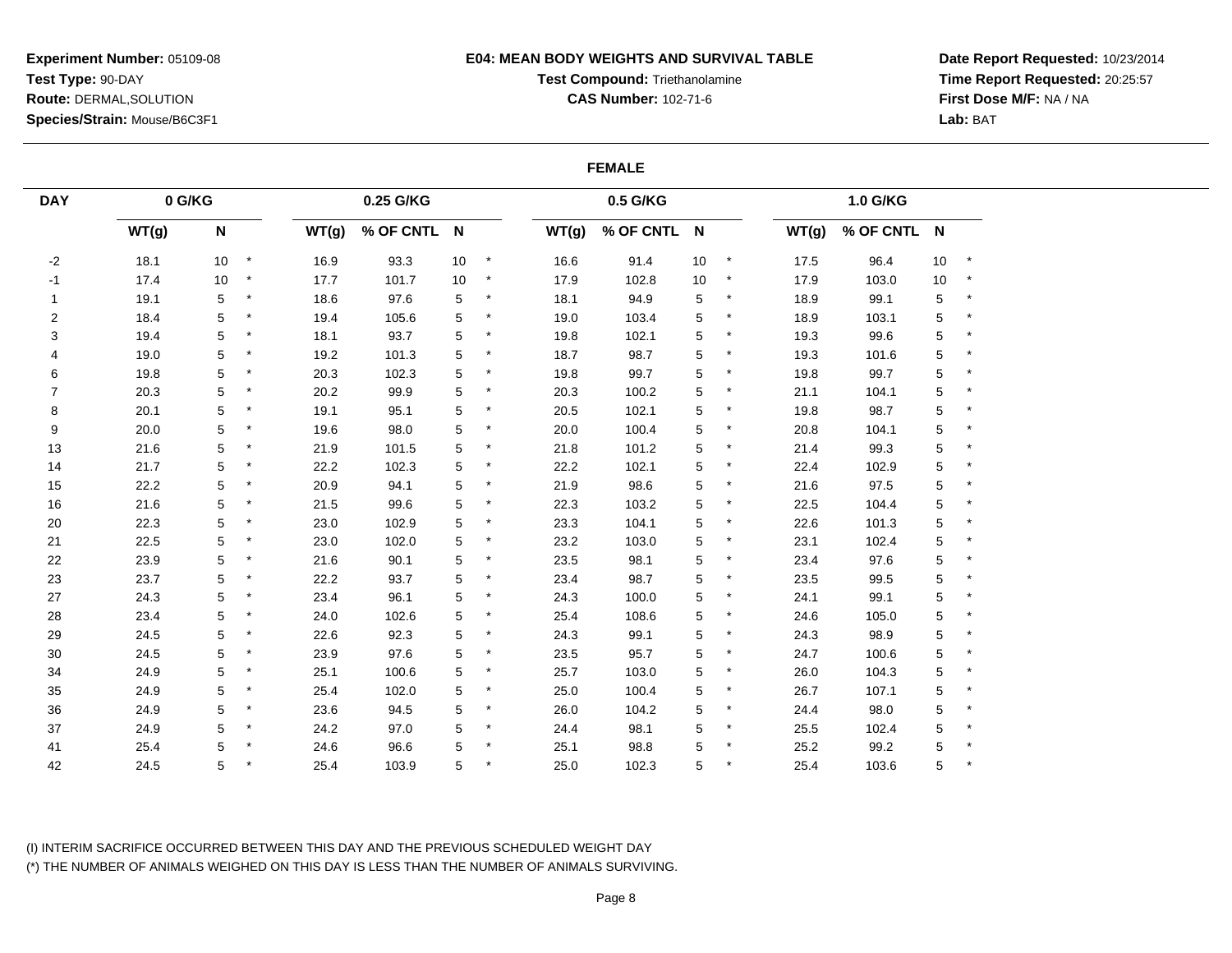**Experiment Number:** 05109-08
**Test Type:** 90-DAY
**Route:** DERMAL,SOLUTION
**Species/Strain:** Mouse/B6C3F1

## E04: MEAN BODY WEIGHTS AND SURVIVAL TABLE

**Test Compound:** Triethanolamine
**CAS Number:** 102-71-6

**Date Report Requested:** 10/23/2014
**Time Report Requested:** 20:25:57
**First Dose M/F:** NA / NA
**Lab:** BAT

### FEMALE

| DAY | 0 G/KG | | | 0.25 G/KG | | | | 0.5 G/KG | | | | 1.0 G/KG | | | |
|---|---|---|---|---|---|---|---|---|---|---|---|---|---|---|---|
| | WT(g) | N | | WT(g) | % OF CNTL | N | | WT(g) | % OF CNTL | N | | WT(g) | % OF CNTL | N | |
| -2 | 18.1 | 10 | * | 16.9 | 93.3 | 10 | * | 16.6 | 91.4 | 10 | * | 17.5 | 96.4 | 10 | * |
| -1 | 17.4 | 10 | * | 17.7 | 101.7 | 10 | * | 17.9 | 102.8 | 10 | * | 17.9 | 103.0 | 10 | * |
| 1 | 19.1 | 5 | * | 18.6 | 97.6 | 5 | * | 18.1 | 94.9 | 5 | * | 18.9 | 99.1 | 5 | * |
| 2 | 18.4 | 5 | * | 19.4 | 105.6 | 5 | * | 19.0 | 103.4 | 5 | * | 18.9 | 103.1 | 5 | * |
| 3 | 19.4 | 5 | * | 18.1 | 93.7 | 5 | * | 19.8 | 102.1 | 5 | * | 19.3 | 99.6 | 5 | * |
| 4 | 19.0 | 5 | * | 19.2 | 101.3 | 5 | * | 18.7 | 98.7 | 5 | * | 19.3 | 101.6 | 5 | * |
| 6 | 19.8 | 5 | * | 20.3 | 102.3 | 5 | * | 19.8 | 99.7 | 5 | * | 19.8 | 99.7 | 5 | * |
| 7 | 20.3 | 5 | * | 20.2 | 99.9 | 5 | * | 20.3 | 100.2 | 5 | * | 21.1 | 104.1 | 5 | * |
| 8 | 20.1 | 5 | * | 19.1 | 95.1 | 5 | * | 20.5 | 102.1 | 5 | * | 19.8 | 98.7 | 5 | * |
| 9 | 20.0 | 5 | * | 19.6 | 98.0 | 5 | * | 20.0 | 100.4 | 5 | * | 20.8 | 104.1 | 5 | * |
| 13 | 21.6 | 5 | * | 21.9 | 101.5 | 5 | * | 21.8 | 101.2 | 5 | * | 21.4 | 99.3 | 5 | * |
| 14 | 21.7 | 5 | * | 22.2 | 102.3 | 5 | * | 22.2 | 102.1 | 5 | * | 22.4 | 102.9 | 5 | * |
| 15 | 22.2 | 5 | * | 20.9 | 94.1 | 5 | * | 21.9 | 98.6 | 5 | * | 21.6 | 97.5 | 5 | * |
| 16 | 21.6 | 5 | * | 21.5 | 99.6 | 5 | * | 22.3 | 103.2 | 5 | * | 22.5 | 104.4 | 5 | * |
| 20 | 22.3 | 5 | * | 23.0 | 102.9 | 5 | * | 23.3 | 104.1 | 5 | * | 22.6 | 101.3 | 5 | * |
| 21 | 22.5 | 5 | * | 23.0 | 102.0 | 5 | * | 23.2 | 103.0 | 5 | * | 23.1 | 102.4 | 5 | * |
| 22 | 23.9 | 5 | * | 21.6 | 90.1 | 5 | * | 23.5 | 98.1 | 5 | * | 23.4 | 97.6 | 5 | * |
| 23 | 23.7 | 5 | * | 22.2 | 93.7 | 5 | * | 23.4 | 98.7 | 5 | * | 23.5 | 99.5 | 5 | * |
| 27 | 24.3 | 5 | * | 23.4 | 96.1 | 5 | * | 24.3 | 100.0 | 5 | * | 24.1 | 99.1 | 5 | * |
| 28 | 23.4 | 5 | * | 24.0 | 102.6 | 5 | * | 25.4 | 108.6 | 5 | * | 24.6 | 105.0 | 5 | * |
| 29 | 24.5 | 5 | * | 22.6 | 92.3 | 5 | * | 24.3 | 99.1 | 5 | * | 24.3 | 98.9 | 5 | * |
| 30 | 24.5 | 5 | * | 23.9 | 97.6 | 5 | * | 23.5 | 95.7 | 5 | * | 24.7 | 100.6 | 5 | * |
| 34 | 24.9 | 5 | * | 25.1 | 100.6 | 5 | * | 25.7 | 103.0 | 5 | * | 26.0 | 104.3 | 5 | * |
| 35 | 24.9 | 5 | * | 25.4 | 102.0 | 5 | * | 25.0 | 100.4 | 5 | * | 26.7 | 107.1 | 5 | * |
| 36 | 24.9 | 5 | * | 23.6 | 94.5 | 5 | * | 26.0 | 104.2 | 5 | * | 24.4 | 98.0 | 5 | * |
| 37 | 24.9 | 5 | * | 24.2 | 97.0 | 5 | * | 24.4 | 98.1 | 5 | * | 25.5 | 102.4 | 5 | * |
| 41 | 25.4 | 5 | * | 24.6 | 96.6 | 5 | * | 25.1 | 98.8 | 5 | * | 25.2 | 99.2 | 5 | * |
| 42 | 24.5 | 5 | * | 25.4 | 103.9 | 5 | * | 25.0 | 102.3 | 5 | * | 25.4 | 103.6 | 5 | * |

(I) INTERIM SACRIFICE OCCURRED BETWEEN THIS DAY AND THE PREVIOUS SCHEDULED WEIGHT DAY
(*) THE NUMBER OF ANIMALS WEIGHED ON THIS DAY IS LESS THAN THE NUMBER OF ANIMALS SURVIVING.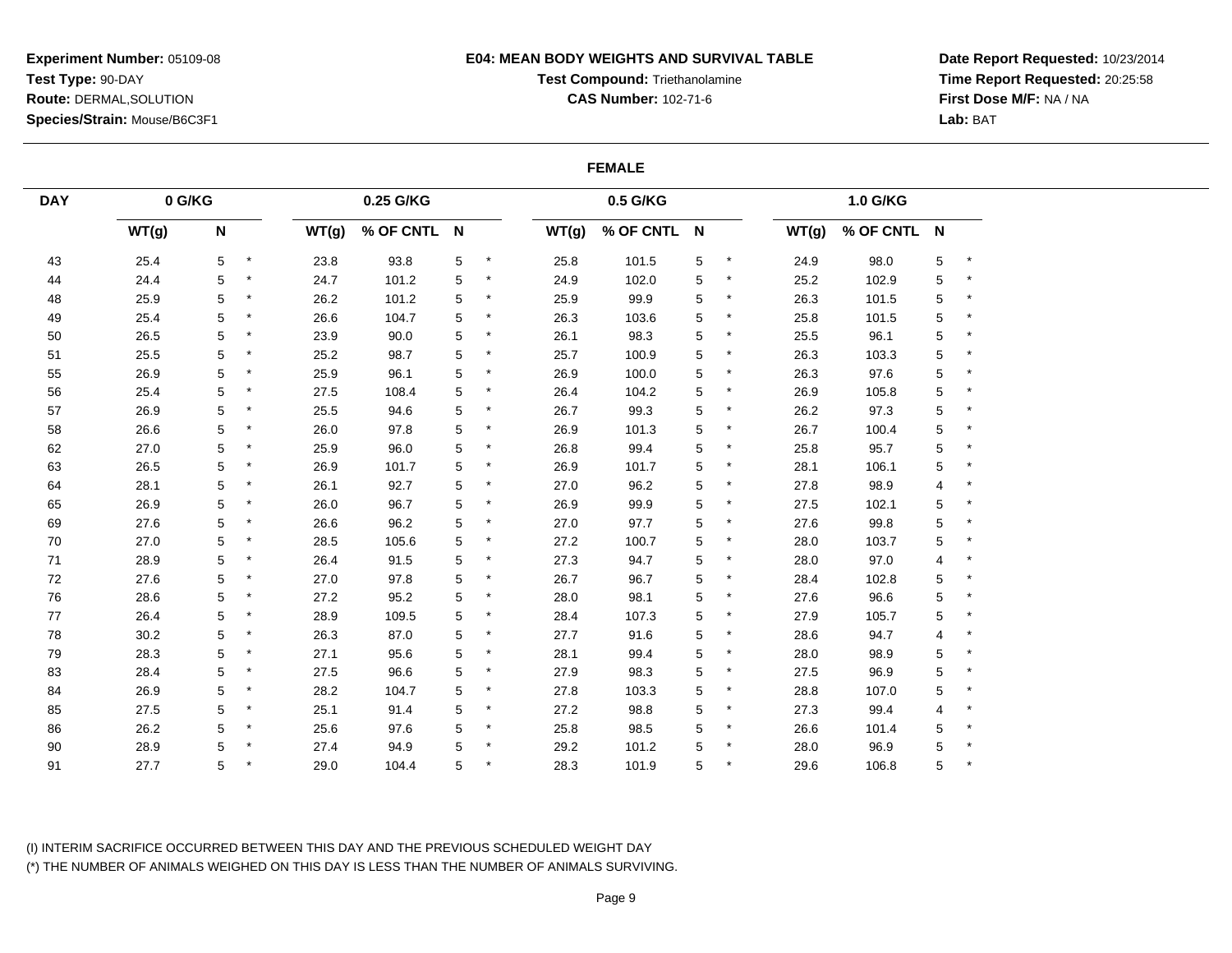**Experiment Number:** 05109-08
**Test Type:** 90-DAY
**Route:** DERMAL,SOLUTION
**Species/Strain:** Mouse/B6C3F1

**E04: MEAN BODY WEIGHTS AND SURVIVAL TABLE**
**Test Compound:** Triethanolamine
**CAS Number:** 102-71-6

**Date Report Requested:** 10/23/2014
**Time Report Requested:** 20:25:58
**First Dose M/F:** NA / NA
**Lab:** BAT

**FEMALE**

| DAY | 0 G/KG | | | 0.25 G/KG | | | | 0.5 G/KG | | | | 1.0 G/KG | | | |
|---|---|---|---|---|---|---|---|---|---|---|---|---|---|---|---|
| | WT(g) | N | | WT(g) | % OF CNTL | N | | WT(g) | % OF CNTL | N | | WT(g) | % OF CNTL | N | |
| 43 | 25.4 | 5 | * | 23.8 | 93.8 | 5 | * | 25.8 | 101.5 | 5 | * | 24.9 | 98.0 | 5 | * |
| 44 | 24.4 | 5 | * | 24.7 | 101.2 | 5 | * | 24.9 | 102.0 | 5 | * | 25.2 | 102.9 | 5 | * |
| 48 | 25.9 | 5 | * | 26.2 | 101.2 | 5 | * | 25.9 | 99.9 | 5 | * | 26.3 | 101.5 | 5 | * |
| 49 | 25.4 | 5 | * | 26.6 | 104.7 | 5 | * | 26.3 | 103.6 | 5 | * | 25.8 | 101.5 | 5 | * |
| 50 | 26.5 | 5 | * | 23.9 | 90.0 | 5 | * | 26.1 | 98.3 | 5 | * | 25.5 | 96.1 | 5 | * |
| 51 | 25.5 | 5 | * | 25.2 | 98.7 | 5 | * | 25.7 | 100.9 | 5 | * | 26.3 | 103.3 | 5 | * |
| 55 | 26.9 | 5 | * | 25.9 | 96.1 | 5 | * | 26.9 | 100.0 | 5 | * | 26.3 | 97.6 | 5 | * |
| 56 | 25.4 | 5 | * | 27.5 | 108.4 | 5 | * | 26.4 | 104.2 | 5 | * | 26.9 | 105.8 | 5 | * |
| 57 | 26.9 | 5 | * | 25.5 | 94.6 | 5 | * | 26.7 | 99.3 | 5 | * | 26.2 | 97.3 | 5 | * |
| 58 | 26.6 | 5 | * | 26.0 | 97.8 | 5 | * | 26.9 | 101.3 | 5 | * | 26.7 | 100.4 | 5 | * |
| 62 | 27.0 | 5 | * | 25.9 | 96.0 | 5 | * | 26.8 | 99.4 | 5 | * | 25.8 | 95.7 | 5 | * |
| 63 | 26.5 | 5 | * | 26.9 | 101.7 | 5 | * | 26.9 | 101.7 | 5 | * | 28.1 | 106.1 | 5 | * |
| 64 | 28.1 | 5 | * | 26.1 | 92.7 | 5 | * | 27.0 | 96.2 | 5 | * | 27.8 | 98.9 | 4 | * |
| 65 | 26.9 | 5 | * | 26.0 | 96.7 | 5 | * | 26.9 | 99.9 | 5 | * | 27.5 | 102.1 | 5 | * |
| 69 | 27.6 | 5 | * | 26.6 | 96.2 | 5 | * | 27.0 | 97.7 | 5 | * | 27.6 | 99.8 | 5 | * |
| 70 | 27.0 | 5 | * | 28.5 | 105.6 | 5 | * | 27.2 | 100.7 | 5 | * | 28.0 | 103.7 | 5 | * |
| 71 | 28.9 | 5 | * | 26.4 | 91.5 | 5 | * | 27.3 | 94.7 | 5 | * | 28.0 | 97.0 | 4 | * |
| 72 | 27.6 | 5 | * | 27.0 | 97.8 | 5 | * | 26.7 | 96.7 | 5 | * | 28.4 | 102.8 | 5 | * |
| 76 | 28.6 | 5 | * | 27.2 | 95.2 | 5 | * | 28.0 | 98.1 | 5 | * | 27.6 | 96.6 | 5 | * |
| 77 | 26.4 | 5 | * | 28.9 | 109.5 | 5 | * | 28.4 | 107.3 | 5 | * | 27.9 | 105.7 | 5 | * |
| 78 | 30.2 | 5 | * | 26.3 | 87.0 | 5 | * | 27.7 | 91.6 | 5 | * | 28.6 | 94.7 | 4 | * |
| 79 | 28.3 | 5 | * | 27.1 | 95.6 | 5 | * | 28.1 | 99.4 | 5 | * | 28.0 | 98.9 | 5 | * |
| 83 | 28.4 | 5 | * | 27.5 | 96.6 | 5 | * | 27.9 | 98.3 | 5 | * | 27.5 | 96.9 | 5 | * |
| 84 | 26.9 | 5 | * | 28.2 | 104.7 | 5 | * | 27.8 | 103.3 | 5 | * | 28.8 | 107.0 | 5 | * |
| 85 | 27.5 | 5 | * | 25.1 | 91.4 | 5 | * | 27.2 | 98.8 | 5 | * | 27.3 | 99.4 | 4 | * |
| 86 | 26.2 | 5 | * | 25.6 | 97.6 | 5 | * | 25.8 | 98.5 | 5 | * | 26.6 | 101.4 | 5 | * |
| 90 | 28.9 | 5 | * | 27.4 | 94.9 | 5 | * | 29.2 | 101.2 | 5 | * | 28.0 | 96.9 | 5 | * |
| 91 | 27.7 | 5 | * | 29.0 | 104.4 | 5 | * | 28.3 | 101.9 | 5 | * | 29.6 | 106.8 | 5 | * |

(I) INTERIM SACRIFICE OCCURRED BETWEEN THIS DAY AND THE PREVIOUS SCHEDULED WEIGHT DAY
(*) THE NUMBER OF ANIMALS WEIGHED ON THIS DAY IS LESS THAN THE NUMBER OF ANIMALS SURVIVING.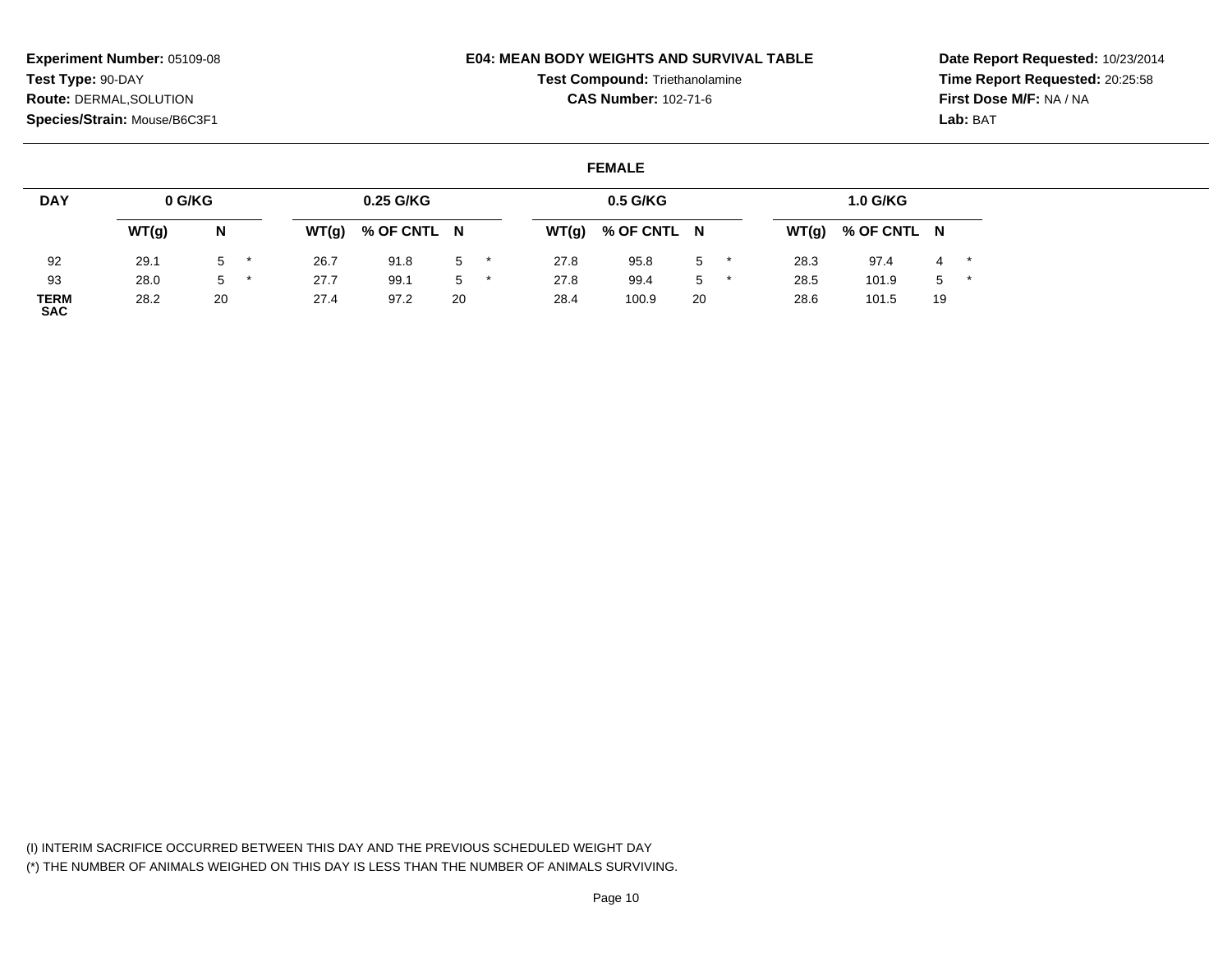**Experiment Number:** 05109-08
**Test Type:** 90-DAY
**Route:** DERMAL,SOLUTION
**Species/Strain:** Mouse/B6C3F1

**E04: MEAN BODY WEIGHTS AND SURVIVAL TABLE**
**Test Compound:** Triethanolamine
**CAS Number:** 102-71-6

**Date Report Requested:** 10/23/2014
**Time Report Requested:** 20:25:58
**First Dose M/F:** NA / NA
**Lab:** BAT

**FEMALE**

| DAY | 0 G/KG | | 0.25 G/KG | | | 0.5 G/KG | | | 1.0 G/KG | | |
|---|---|---|---|---|---|---|---|---|---|---|---|
| | WT(g) | N | WT(g) | % OF CNTL | N | WT(g) | % OF CNTL | N | WT(g) | % OF CNTL | N |
| 92 | 29.1 | 5 * | 26.7 | 91.8 | 5 * | 27.8 | 95.8 | 5 * | 28.3 | 97.4 | 4 * |
| 93 | 28.0 | 5 * | 27.7 | 99.1 | 5 * | 27.8 | 99.4 | 5 * | 28.5 | 101.9 | 5 * |
| TERM SAC | 28.2 | 20 | 27.4 | 97.2 | 20 | 28.4 | 100.9 | 20 | 28.6 | 101.5 | 19 |

(I) INTERIM SACRIFICE OCCURRED BETWEEN THIS DAY AND THE PREVIOUS SCHEDULED WEIGHT DAY
(*) THE NUMBER OF ANIMALS WEIGHED ON THIS DAY IS LESS THAN THE NUMBER OF ANIMALS SURVIVING.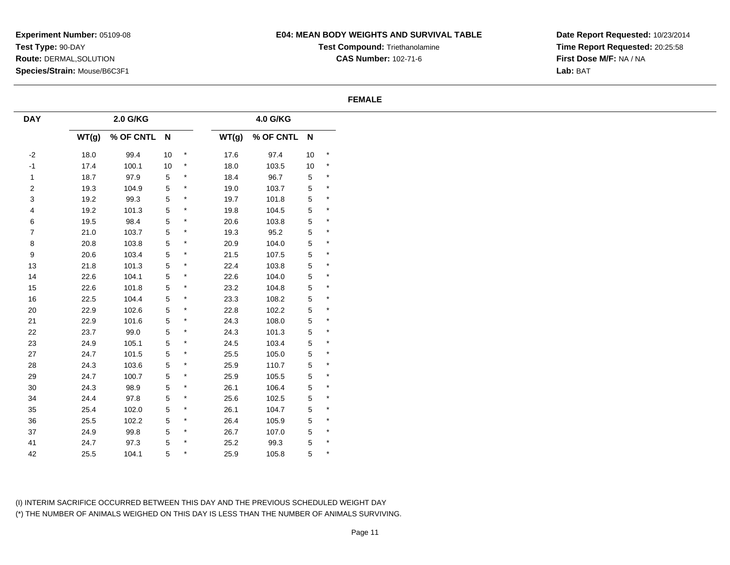**Experiment Number:** 05109-08
**Test Type:** 90-DAY
**Route:** DERMAL,SOLUTION
**Species/Strain:** Mouse/B6C3F1

**E04: MEAN BODY WEIGHTS AND SURVIVAL TABLE**
**Test Compound:** Triethanolamine
**CAS Number:** 102-71-6

**Date Report Requested:** 10/23/2014
**Time Report Requested:** 20:25:58
**First Dose M/F:** NA / NA
**Lab:** BAT

**FEMALE**

| DAY | 2.0 G/KG | | | | 4.0 G/KG | | | |
|---|---|---|---|---|---|---|---|---|
| | WT(g) | % OF CNTL | N | | WT(g) | % OF CNTL | N | |
| -2 | 18.0 | 99.4 | 10 | * | 17.6 | 97.4 | 10 | * |
| -1 | 17.4 | 100.1 | 10 | * | 18.0 | 103.5 | 10 | * |
| 1 | 18.7 | 97.9 | 5 | * | 18.4 | 96.7 | 5 | * |
| 2 | 19.3 | 104.9 | 5 | * | 19.0 | 103.7 | 5 | * |
| 3 | 19.2 | 99.3 | 5 | * | 19.7 | 101.8 | 5 | * |
| 4 | 19.2 | 101.3 | 5 | * | 19.8 | 104.5 | 5 | * |
| 6 | 19.5 | 98.4 | 5 | * | 20.6 | 103.8 | 5 | * |
| 7 | 21.0 | 103.7 | 5 | * | 19.3 | 95.2 | 5 | * |
| 8 | 20.8 | 103.8 | 5 | * | 20.9 | 104.0 | 5 | * |
| 9 | 20.6 | 103.4 | 5 | * | 21.5 | 107.5 | 5 | * |
| 13 | 21.8 | 101.3 | 5 | * | 22.4 | 103.8 | 5 | * |
| 14 | 22.6 | 104.1 | 5 | * | 22.6 | 104.0 | 5 | * |
| 15 | 22.6 | 101.8 | 5 | * | 23.2 | 104.8 | 5 | * |
| 16 | 22.5 | 104.4 | 5 | * | 23.3 | 108.2 | 5 | * |
| 20 | 22.9 | 102.6 | 5 | * | 22.8 | 102.2 | 5 | * |
| 21 | 22.9 | 101.6 | 5 | * | 24.3 | 108.0 | 5 | * |
| 22 | 23.7 | 99.0 | 5 | * | 24.3 | 101.3 | 5 | * |
| 23 | 24.9 | 105.1 | 5 | * | 24.5 | 103.4 | 5 | * |
| 27 | 24.7 | 101.5 | 5 | * | 25.5 | 105.0 | 5 | * |
| 28 | 24.3 | 103.6 | 5 | * | 25.9 | 110.7 | 5 | * |
| 29 | 24.7 | 100.7 | 5 | * | 25.9 | 105.5 | 5 | * |
| 30 | 24.3 | 98.9 | 5 | * | 26.1 | 106.4 | 5 | * |
| 34 | 24.4 | 97.8 | 5 | * | 25.6 | 102.5 | 5 | * |
| 35 | 25.4 | 102.0 | 5 | * | 26.1 | 104.7 | 5 | * |
| 36 | 25.5 | 102.2 | 5 | * | 26.4 | 105.9 | 5 | * |
| 37 | 24.9 | 99.8 | 5 | * | 26.7 | 107.0 | 5 | * |
| 41 | 24.7 | 97.3 | 5 | * | 25.2 | 99.3 | 5 | * |
| 42 | 25.5 | 104.1 | 5 | * | 25.9 | 105.8 | 5 | * |

(I) INTERIM SACRIFICE OCCURRED BETWEEN THIS DAY AND THE PREVIOUS SCHEDULED WEIGHT DAY
(*) THE NUMBER OF ANIMALS WEIGHED ON THIS DAY IS LESS THAN THE NUMBER OF ANIMALS SURVIVING.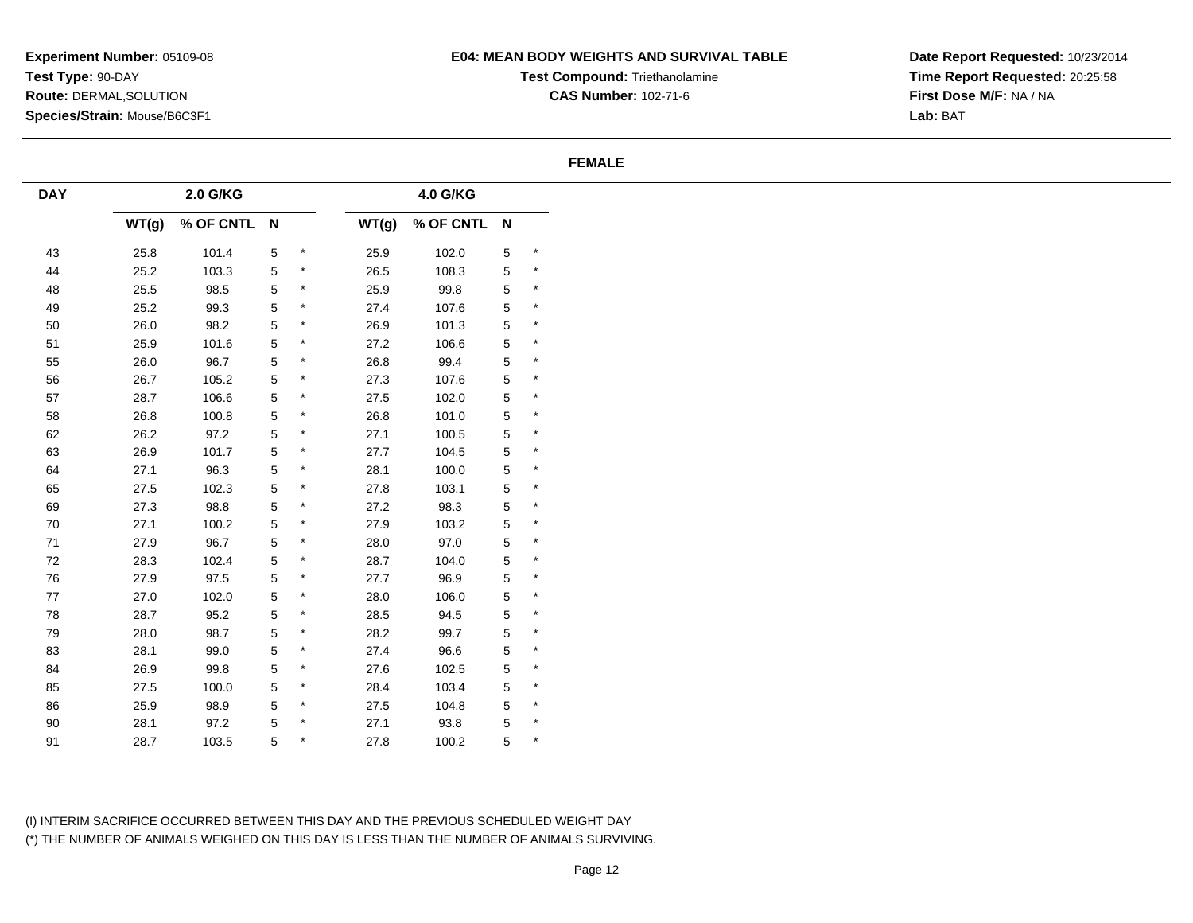**Experiment Number:** 05109-08
**Test Type:** 90-DAY
**Route:** DERMAL,SOLUTION
**Species/Strain:** Mouse/B6C3F1

**E04: MEAN BODY WEIGHTS AND SURVIVAL TABLE**
**Test Compound:** Triethanolamine
**CAS Number:** 102-71-6

**Date Report Requested:** 10/23/2014
**Time Report Requested:** 20:25:58
**First Dose M/F:** NA / NA
**Lab:** BAT

**FEMALE**

| DAY | 2.0 G/KG | | | | 4.0 G/KG | | | |
|---|---|---|---|---|---|---|---|---|
| | WT(g) | % OF CNTL | N | | WT(g) | % OF CNTL | N | |
| 43 | 25.8 | 101.4 | 5 | * | 25.9 | 102.0 | 5 | * |
| 44 | 25.2 | 103.3 | 5 | * | 26.5 | 108.3 | 5 | * |
| 48 | 25.5 | 98.5 | 5 | * | 25.9 | 99.8 | 5 | * |
| 49 | 25.2 | 99.3 | 5 | * | 27.4 | 107.6 | 5 | * |
| 50 | 26.0 | 98.2 | 5 | * | 26.9 | 101.3 | 5 | * |
| 51 | 25.9 | 101.6 | 5 | * | 27.2 | 106.6 | 5 | * |
| 55 | 26.0 | 96.7 | 5 | * | 26.8 | 99.4 | 5 | * |
| 56 | 26.7 | 105.2 | 5 | * | 27.3 | 107.6 | 5 | * |
| 57 | 28.7 | 106.6 | 5 | * | 27.5 | 102.0 | 5 | * |
| 58 | 26.8 | 100.8 | 5 | * | 26.8 | 101.0 | 5 | * |
| 62 | 26.2 | 97.2 | 5 | * | 27.1 | 100.5 | 5 | * |
| 63 | 26.9 | 101.7 | 5 | * | 27.7 | 104.5 | 5 | * |
| 64 | 27.1 | 96.3 | 5 | * | 28.1 | 100.0 | 5 | * |
| 65 | 27.5 | 102.3 | 5 | * | 27.8 | 103.1 | 5 | * |
| 69 | 27.3 | 98.8 | 5 | * | 27.2 | 98.3 | 5 | * |
| 70 | 27.1 | 100.2 | 5 | * | 27.9 | 103.2 | 5 | * |
| 71 | 27.9 | 96.7 | 5 | * | 28.0 | 97.0 | 5 | * |
| 72 | 28.3 | 102.4 | 5 | * | 28.7 | 104.0 | 5 | * |
| 76 | 27.9 | 97.5 | 5 | * | 27.7 | 96.9 | 5 | * |
| 77 | 27.0 | 102.0 | 5 | * | 28.0 | 106.0 | 5 | * |
| 78 | 28.7 | 95.2 | 5 | * | 28.5 | 94.5 | 5 | * |
| 79 | 28.0 | 98.7 | 5 | * | 28.2 | 99.7 | 5 | * |
| 83 | 28.1 | 99.0 | 5 | * | 27.4 | 96.6 | 5 | * |
| 84 | 26.9 | 99.8 | 5 | * | 27.6 | 102.5 | 5 | * |
| 85 | 27.5 | 100.0 | 5 | * | 28.4 | 103.4 | 5 | * |
| 86 | 25.9 | 98.9 | 5 | * | 27.5 | 104.8 | 5 | * |
| 90 | 28.1 | 97.2 | 5 | * | 27.1 | 93.8 | 5 | * |
| 91 | 28.7 | 103.5 | 5 | * | 27.8 | 100.2 | 5 | * |

(I) INTERIM SACRIFICE OCCURRED BETWEEN THIS DAY AND THE PREVIOUS SCHEDULED WEIGHT DAY
(*) THE NUMBER OF ANIMALS WEIGHED ON THIS DAY IS LESS THAN THE NUMBER OF ANIMALS SURVIVING.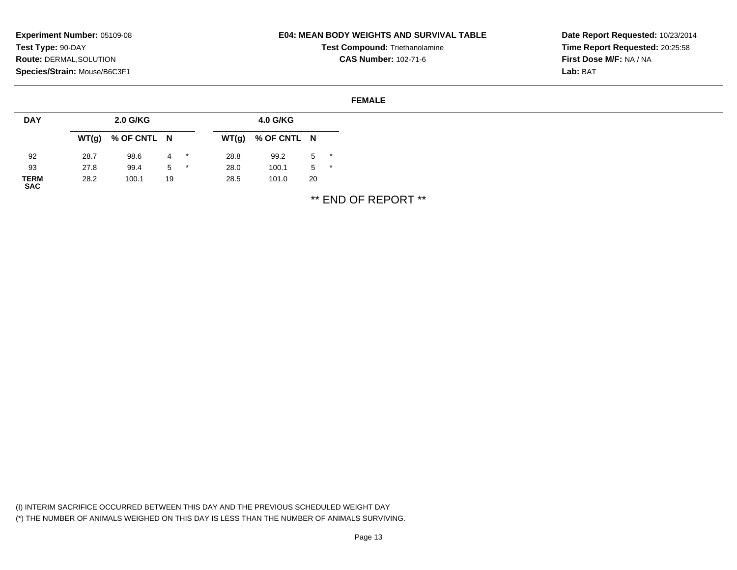**Experiment Number:** 05109-08
**Test Type:** 90-DAY
**Route:** DERMAL,SOLUTION
**Species/Strain:** Mouse/B6C3F1

**E04: MEAN BODY WEIGHTS AND SURVIVAL TABLE**
**Test Compound:** Triethanolamine
**CAS Number:** 102-71-6

**Date Report Requested:** 10/23/2014
**Time Report Requested:** 20:25:58
**First Dose M/F:** NA / NA
**Lab:** BAT

**FEMALE**

| DAY | 2.0 G/KG | | | | 4.0 G/KG | | | |
|---|---|---|---|---|---|---|---|---|
| | WT(g) | % OF CNTL | N | | WT(g) | % OF CNTL | N | |
| 92 | 28.7 | 98.6 | 4 | * | 28.8 | 99.2 | 5 | * |
| 93 | 27.8 | 99.4 | 5 | * | 28.0 | 100.1 | 5 | * |
| TERM SAC | 28.2 | 100.1 | 19 | | 28.5 | 101.0 | 20 | |

** END OF REPORT **

(I) INTERIM SACRIFICE OCCURRED BETWEEN THIS DAY AND THE PREVIOUS SCHEDULED WEIGHT DAY
(*) THE NUMBER OF ANIMALS WEIGHED ON THIS DAY IS LESS THAN THE NUMBER OF ANIMALS SURVIVING.